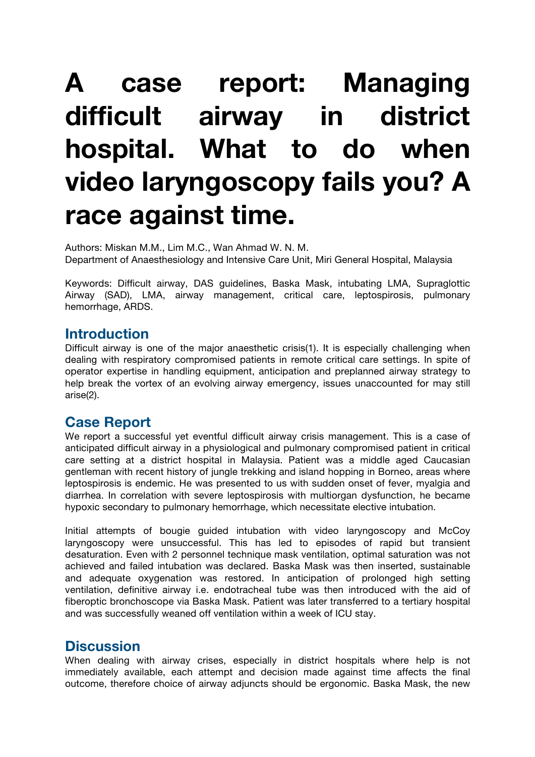# A case report: Managing difficult airway in district hospital. What to do when video laryngoscopy fails you? A race against time.

Authors: Miskan M.M., Lim M.C., Wan Ahmad W. N. M.
Department of Anaesthesiology and Intensive Care Unit, Miri General Hospital, Malaysia

Keywords: Difficult airway, DAS guidelines, Baska Mask, intubating LMA, Supraglottic Airway (SAD), LMA, airway management, critical care, leptospirosis, pulmonary hemorrhage, ARDS.

## Introduction

Difficult airway is one of the major anaesthetic crisis(1). It is especially challenging when dealing with respiratory compromised patients in remote critical care settings. In spite of operator expertise in handling equipment, anticipation and preplanned airway strategy to help break the vortex of an evolving airway emergency, issues unaccounted for may still arise(2).

## Case Report

We report a successful yet eventful difficult airway crisis management. This is a case of anticipated difficult airway in a physiological and pulmonary compromised patient in critical care setting at a district hospital in Malaysia. Patient was a middle aged Caucasian gentleman with recent history of jungle trekking and island hopping in Borneo, areas where leptospirosis is endemic. He was presented to us with sudden onset of fever, myalgia and diarrhea. In correlation with severe leptospirosis with multiorgan dysfunction, he became hypoxic secondary to pulmonary hemorrhage, which necessitate elective intubation.

Initial attempts of bougie guided intubation with video laryngoscopy and McCoy laryngoscopy were unsuccessful. This has led to episodes of rapid but transient desaturation. Even with 2 personnel technique mask ventilation, optimal saturation was not achieved and failed intubation was declared. Baska Mask was then inserted, sustainable and adequate oxygenation was restored. In anticipation of prolonged high setting ventilation, definitive airway i.e. endotracheal tube was then introduced with the aid of fiberoptic bronchoscope via Baska Mask. Patient was later transferred to a tertiary hospital and was successfully weaned off ventilation within a week of ICU stay.

## Discussion

When dealing with airway crises, especially in district hospitals where help is not immediately available, each attempt and decision made against time affects the final outcome, therefore choice of airway adjuncts should be ergonomic. Baska Mask, the new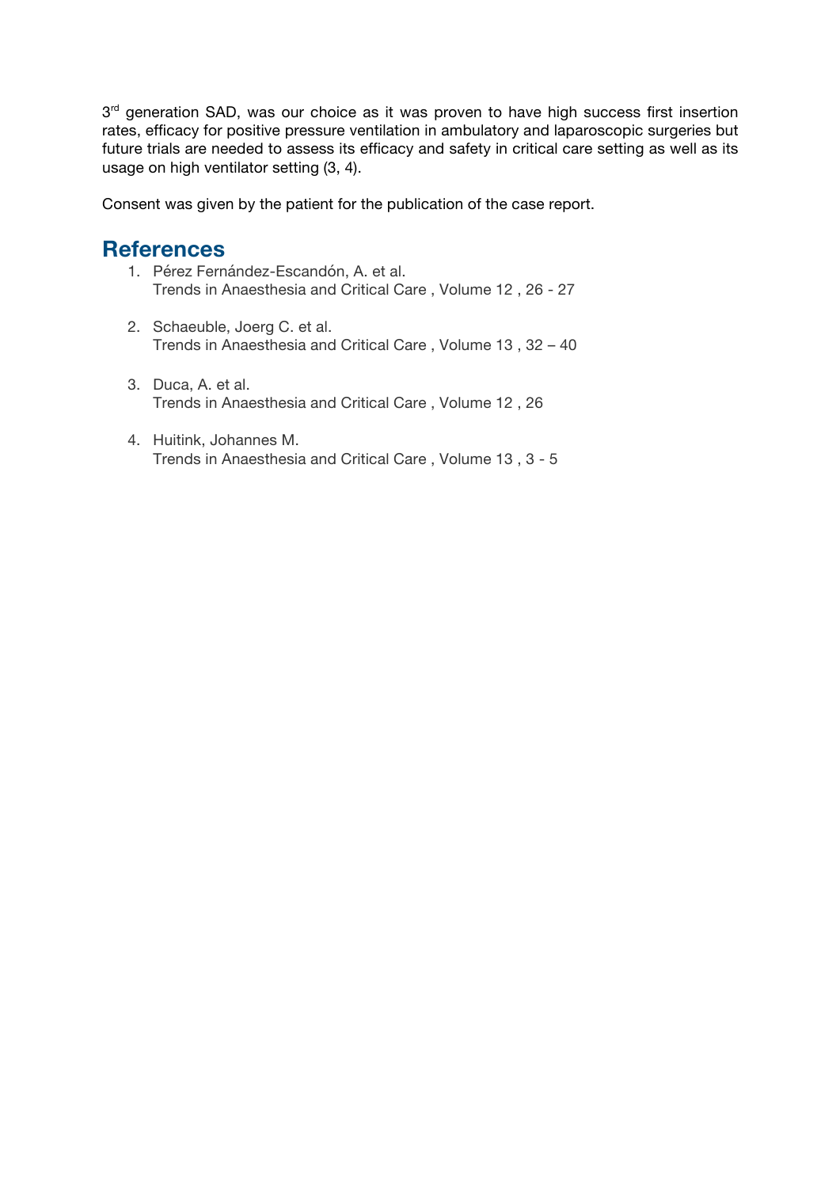3rd generation SAD, was our choice as it was proven to have high success first insertion rates, efficacy for positive pressure ventilation in ambulatory and laparoscopic surgeries but future trials are needed to assess its efficacy and safety in critical care setting as well as its usage on high ventilator setting (3, 4).

Consent was given by the patient for the publication of the case report.

## References

1. Pérez Fernández-Escandón, A. et al.
   Trends in Anaesthesia and Critical Care , Volume 12 , 26 - 27

2. Schaeuble, Joerg C. et al.
   Trends in Anaesthesia and Critical Care , Volume 13 , 32 – 40

3. Duca, A. et al.
   Trends in Anaesthesia and Critical Care , Volume 12 , 26

4. Huitink, Johannes M.
   Trends in Anaesthesia and Critical Care , Volume 13 , 3 - 5